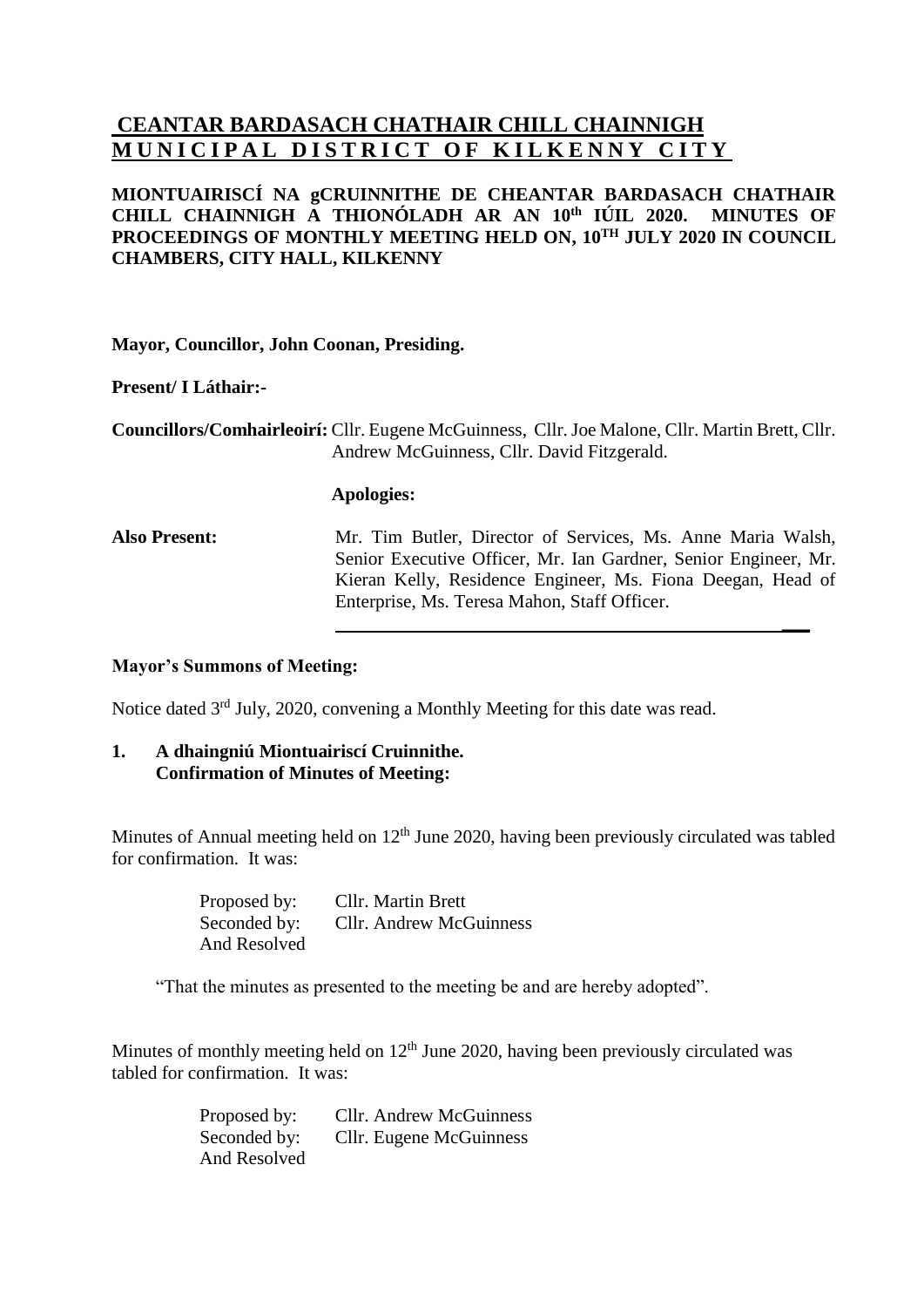# CEANTAR BARDASACH CHATHAIR CHILL CHAINNIGH
# MUNICIPAL DISTRICT OF KILKENNY CITY

**MIONTUAIRISCÍ NA gCRUINNITHE DE CHEANTAR BARDASACH CHATHAIR CHILL CHAINNIGH A THIONÓLADH AR AN 10th IÚIL 2020. MINUTES OF PROCEEDINGS OF MONTHLY MEETING HELD ON, 10TH JULY 2020 IN COUNCIL CHAMBERS, CITY HALL, KILKENNY**

**Mayor, Councillor, John Coonan, Presiding.**

**Present/ I Láthair:-**

**Councillors/Comhairleoirí:** Cllr. Eugene McGuinness, Cllr. Joe Malone, Cllr. Martin Brett, Cllr. Andrew McGuinness, Cllr. David Fitzgerald.

**Apologies:**

**Also Present:** Mr. Tim Butler, Director of Services, Ms. Anne Maria Walsh, Senior Executive Officer, Mr. Ian Gardner, Senior Engineer, Mr. Kieran Kelly, Residence Engineer, Ms. Fiona Deegan, Head of Enterprise, Ms. Teresa Mahon, Staff Officer.

---

**Mayor's Summons of Meeting:**

Notice dated 3rd July, 2020, convening a Monthly Meeting for this date was read.

**1. A dhaingniú Miontuairiscí Cruinnithe.**
**Confirmation of Minutes of Meeting:**

Minutes of Annual meeting held on 12th June 2020, having been previously circulated was tabled for confirmation. It was:

Proposed by: Cllr. Martin Brett
Seconded by: Cllr. Andrew McGuinness
And Resolved

"That the minutes as presented to the meeting be and are hereby adopted".

Minutes of monthly meeting held on 12th June 2020, having been previously circulated was tabled for confirmation. It was:

Proposed by: Cllr. Andrew McGuinness
Seconded by: Cllr. Eugene McGuinness
And Resolved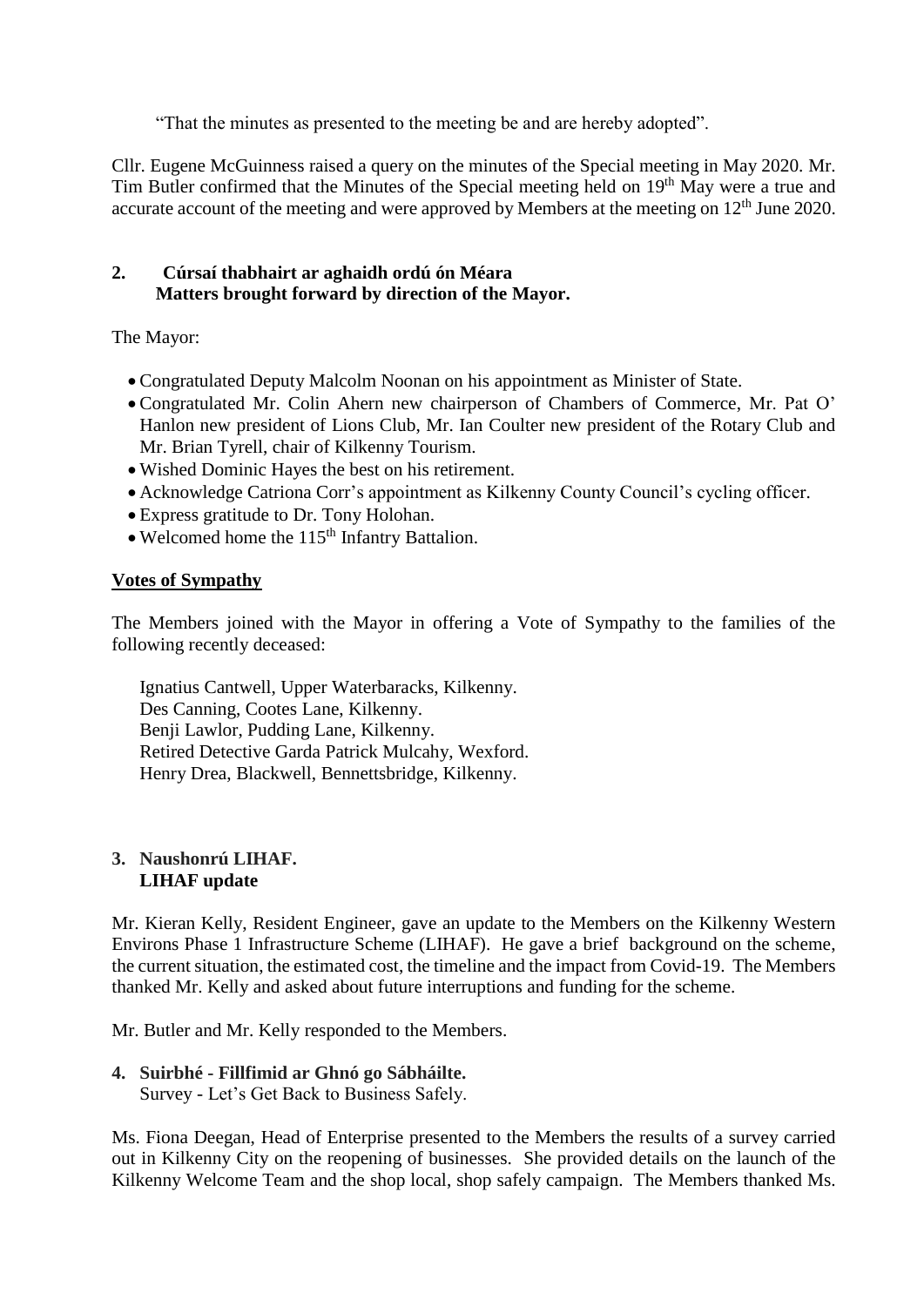"That the minutes as presented to the meeting be and are hereby adopted".

Cllr. Eugene McGuinness raised a query on the minutes of the Special meeting in May 2020. Mr. Tim Butler confirmed that the Minutes of the Special meeting held on 19th May were a true and accurate account of the meeting and were approved by Members at the meeting on 12th June 2020.

**2. Cúrsaí thabhairt ar aghaidh ordú ón Méara**
**Matters brought forward by direction of the Mayor.**

The Mayor:

- Congratulated Deputy Malcolm Noonan on his appointment as Minister of State.
- Congratulated Mr. Colin Ahern new chairperson of Chambers of Commerce, Mr. Pat O' Hanlon new president of Lions Club, Mr. Ian Coulter new president of the Rotary Club and Mr. Brian Tyrell, chair of Kilkenny Tourism.
- Wished Dominic Hayes the best on his retirement.
- Acknowledge Catriona Corr's appointment as Kilkenny County Council's cycling officer.
- Express gratitude to Dr. Tony Holohan.
- Welcomed home the 115th Infantry Battalion.

**Votes of Sympathy**

The Members joined with the Mayor in offering a Vote of Sympathy to the families of the following recently deceased:

Ignatius Cantwell, Upper Waterbaracks, Kilkenny.
Des Canning, Cootes Lane, Kilkenny.
Benji Lawlor, Pudding Lane, Kilkenny.
Retired Detective Garda Patrick Mulcahy, Wexford.
Henry Drea, Blackwell, Bennettsbridge, Kilkenny.

**3. Naushonrú LIHAF.**
**LIHAF update**

Mr. Kieran Kelly, Resident Engineer, gave an update to the Members on the Kilkenny Western Environs Phase 1 Infrastructure Scheme (LIHAF). He gave a brief background on the scheme, the current situation, the estimated cost, the timeline and the impact from Covid-19. The Members thanked Mr. Kelly and asked about future interruptions and funding for the scheme.

Mr. Butler and Mr. Kelly responded to the Members.

**4. Suirbhé - Fillfimid ar Ghnó go Sábháilte.**
Survey - Let's Get Back to Business Safely.

Ms. Fiona Deegan, Head of Enterprise presented to the Members the results of a survey carried out in Kilkenny City on the reopening of businesses. She provided details on the launch of the Kilkenny Welcome Team and the shop local, shop safely campaign. The Members thanked Ms.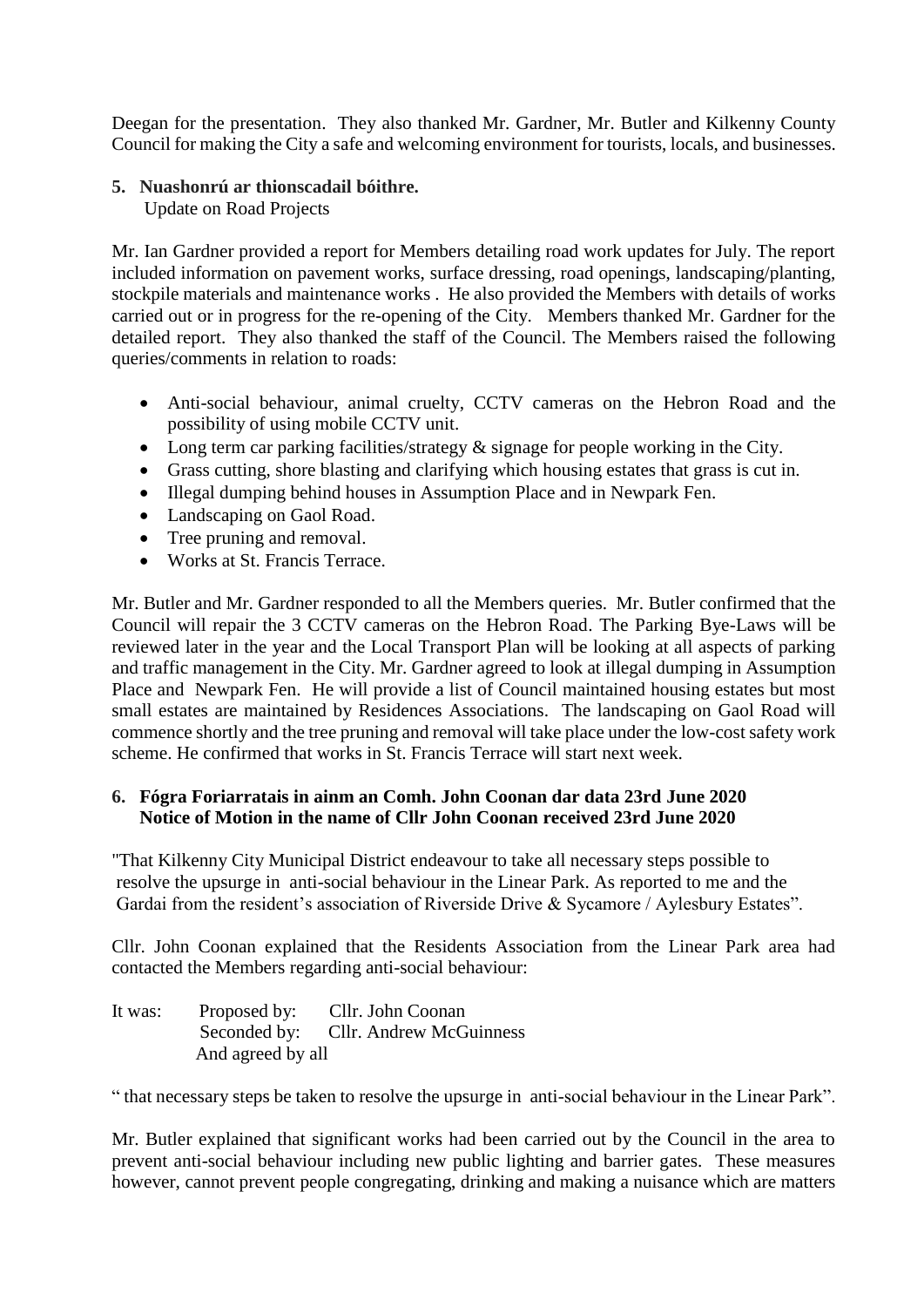Deegan for the presentation. They also thanked Mr. Gardner, Mr. Butler and Kilkenny County Council for making the City a safe and welcoming environment for tourists, locals, and businesses.

**5. Nuashonrú ar thionscadail bóithre.**
Update on Road Projects

Mr. Ian Gardner provided a report for Members detailing road work updates for July. The report included information on pavement works, surface dressing, road openings, landscaping/planting, stockpile materials and maintenance works . He also provided the Members with details of works carried out or in progress for the re-opening of the City. Members thanked Mr. Gardner for the detailed report. They also thanked the staff of the Council. The Members raised the following queries/comments in relation to roads:

- Anti-social behaviour, animal cruelty, CCTV cameras on the Hebron Road and the possibility of using mobile CCTV unit.
- Long term car parking facilities/strategy & signage for people working in the City.
- Grass cutting, shore blasting and clarifying which housing estates that grass is cut in.
- Illegal dumping behind houses in Assumption Place and in Newpark Fen.
- Landscaping on Gaol Road.
- Tree pruning and removal.
- Works at St. Francis Terrace.

Mr. Butler and Mr. Gardner responded to all the Members queries. Mr. Butler confirmed that the Council will repair the 3 CCTV cameras on the Hebron Road. The Parking Bye-Laws will be reviewed later in the year and the Local Transport Plan will be looking at all aspects of parking and traffic management in the City. Mr. Gardner agreed to look at illegal dumping in Assumption Place and Newpark Fen. He will provide a list of Council maintained housing estates but most small estates are maintained by Residences Associations. The landscaping on Gaol Road will commence shortly and the tree pruning and removal will take place under the low-cost safety work scheme. He confirmed that works in St. Francis Terrace will start next week.

**6. Fógra Foriarratais in ainm an Comh. John Coonan dar data 23rd June 2020**
**Notice of Motion in the name of Cllr John Coonan received 23rd June 2020**

"That Kilkenny City Municipal District endeavour to take all necessary steps possible to resolve the upsurge in anti-social behaviour in the Linear Park. As reported to me and the Gardai from the resident's association of Riverside Drive & Sycamore / Aylesbury Estates".

Cllr. John Coonan explained that the Residents Association from the Linear Park area had contacted the Members regarding anti-social behaviour:

It was: Proposed by: Cllr. John Coonan
Seconded by: Cllr. Andrew McGuinness
And agreed by all

" that necessary steps be taken to resolve the upsurge in anti-social behaviour in the Linear Park".

Mr. Butler explained that significant works had been carried out by the Council in the area to prevent anti-social behaviour including new public lighting and barrier gates. These measures however, cannot prevent people congregating, drinking and making a nuisance which are matters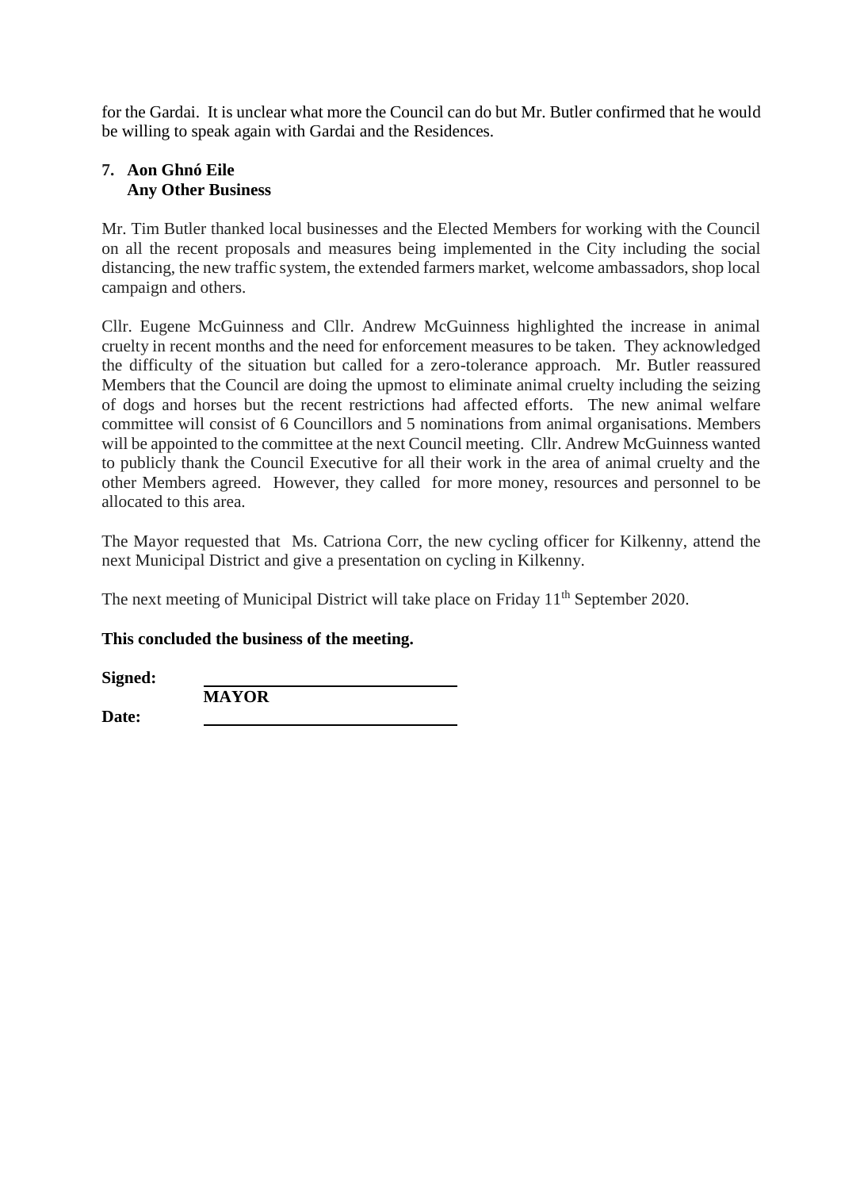for the Gardai. It is unclear what more the Council can do but Mr. Butler confirmed that he would be willing to speak again with Gardai and the Residences.

## 7. Aon Ghnó Eile
## Any Other Business

Mr. Tim Butler thanked local businesses and the Elected Members for working with the Council on all the recent proposals and measures being implemented in the City including the social distancing, the new traffic system, the extended farmers market, welcome ambassadors, shop local campaign and others.

Cllr. Eugene McGuinness and Cllr. Andrew McGuinness highlighted the increase in animal cruelty in recent months and the need for enforcement measures to be taken. They acknowledged the difficulty of the situation but called for a zero-tolerance approach. Mr. Butler reassured Members that the Council are doing the upmost to eliminate animal cruelty including the seizing of dogs and horses but the recent restrictions had affected efforts. The new animal welfare committee will consist of 6 Councillors and 5 nominations from animal organisations. Members will be appointed to the committee at the next Council meeting. Cllr. Andrew McGuinness wanted to publicly thank the Council Executive for all their work in the area of animal cruelty and the other Members agreed. However, they called for more money, resources and personnel to be allocated to this area.

The Mayor requested that Ms. Catriona Corr, the new cycling officer for Kilkenny, attend the next Municipal District and give a presentation on cycling in Kilkenny.

The next meeting of Municipal District will take place on Friday 11th September 2020.

**This concluded the business of the meeting.**

**Signed:** ____________________________
**MAYOR**

**Date:** ____________________________